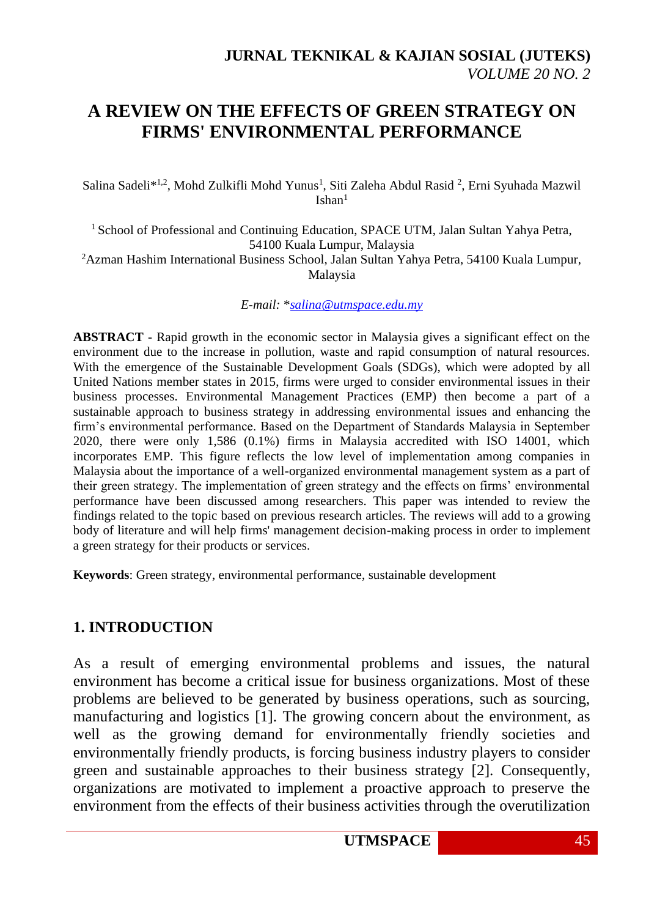# A REVIEW ON THE EFFECTS OF GREEN STRATEGY ON FIRMS' ENVIRONMENTAL PERFORMANCE

Salina Sadeli*[1,2], Mohd Zulkifli Mohd Yunus[1], Siti Zaleha Abdul Rasid [2], Erni Syuhada Mazwil Ishan[1]

[1] School of Professional and Continuing Education, SPACE UTM, Jalan Sultan Yahya Petra, 54100 Kuala Lumpur, Malaysia
[2]Azman Hashim International Business School, Jalan Sultan Yahya Petra, 54100 Kuala Lumpur, Malaysia

*E-mail: *salina@utmspace.edu.my*

**ABSTRACT** - Rapid growth in the economic sector in Malaysia gives a significant effect on the environment due to the increase in pollution, waste and rapid consumption of natural resources. With the emergence of the Sustainable Development Goals (SDGs), which were adopted by all United Nations member states in 2015, firms were urged to consider environmental issues in their business processes. Environmental Management Practices (EMP) then become a part of a sustainable approach to business strategy in addressing environmental issues and enhancing the firm's environmental performance. Based on the Department of Standards Malaysia in September 2020, there were only 1,586 (0.1%) firms in Malaysia accredited with ISO 14001, which incorporates EMP. This figure reflects the low level of implementation among companies in Malaysia about the importance of a well-organized environmental management system as a part of their green strategy. The implementation of green strategy and the effects on firms' environmental performance have been discussed among researchers. This paper was intended to review the findings related to the topic based on previous research articles. The reviews will add to a growing body of literature and will help firms' management decision-making process in order to implement a green strategy for their products or services.

**Keywords**: Green strategy, environmental performance, sustainable development

## 1. INTRODUCTION

As a result of emerging environmental problems and issues, the natural environment has become a critical issue for business organizations. Most of these problems are believed to be generated by business operations, such as sourcing, manufacturing and logistics [1]. The growing concern about the environment, as well as the growing demand for environmentally friendly societies and environmentally friendly products, is forcing business industry players to consider green and sustainable approaches to their business strategy [2]. Consequently, organizations are motivated to implement a proactive approach to preserve the environment from the effects of their business activities through the overutilization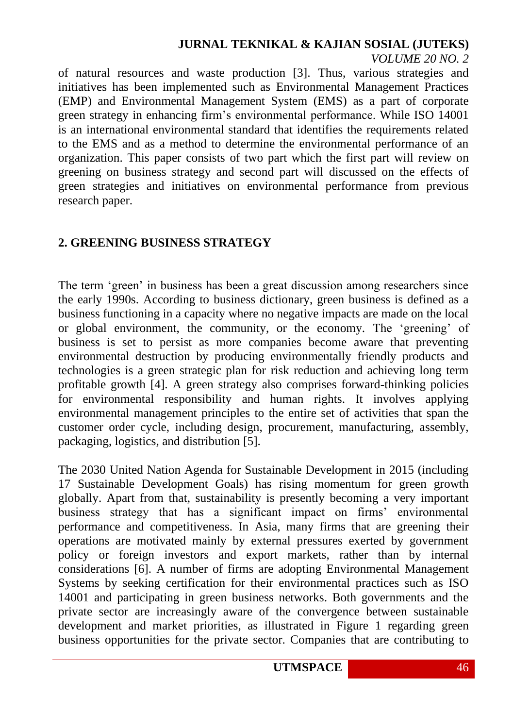of natural resources and waste production [3]. Thus, various strategies and initiatives has been implemented such as Environmental Management Practices (EMP) and Environmental Management System (EMS) as a part of corporate green strategy in enhancing firm's environmental performance. While ISO 14001 is an international environmental standard that identifies the requirements related to the EMS and as a method to determine the environmental performance of an organization. This paper consists of two part which the first part will review on greening on business strategy and second part will discussed on the effects of green strategies and initiatives on environmental performance from previous research paper.

## 2. GREENING BUSINESS STRATEGY

The term 'green' in business has been a great discussion among researchers since the early 1990s. According to business dictionary, green business is defined as a business functioning in a capacity where no negative impacts are made on the local or global environment, the community, or the economy. The 'greening' of business is set to persist as more companies become aware that preventing environmental destruction by producing environmentally friendly products and technologies is a green strategic plan for risk reduction and achieving long term profitable growth [4]. A green strategy also comprises forward-thinking policies for environmental responsibility and human rights. It involves applying environmental management principles to the entire set of activities that span the customer order cycle, including design, procurement, manufacturing, assembly, packaging, logistics, and distribution [5].

The 2030 United Nation Agenda for Sustainable Development in 2015 (including 17 Sustainable Development Goals) has rising momentum for green growth globally. Apart from that, sustainability is presently becoming a very important business strategy that has a significant impact on firms' environmental performance and competitiveness. In Asia, many firms that are greening their operations are motivated mainly by external pressures exerted by government policy or foreign investors and export markets, rather than by internal considerations [6]. A number of firms are adopting Environmental Management Systems by seeking certification for their environmental practices such as ISO 14001 and participating in green business networks. Both governments and the private sector are increasingly aware of the convergence between sustainable development and market priorities, as illustrated in Figure 1 regarding green business opportunities for the private sector. Companies that are contributing to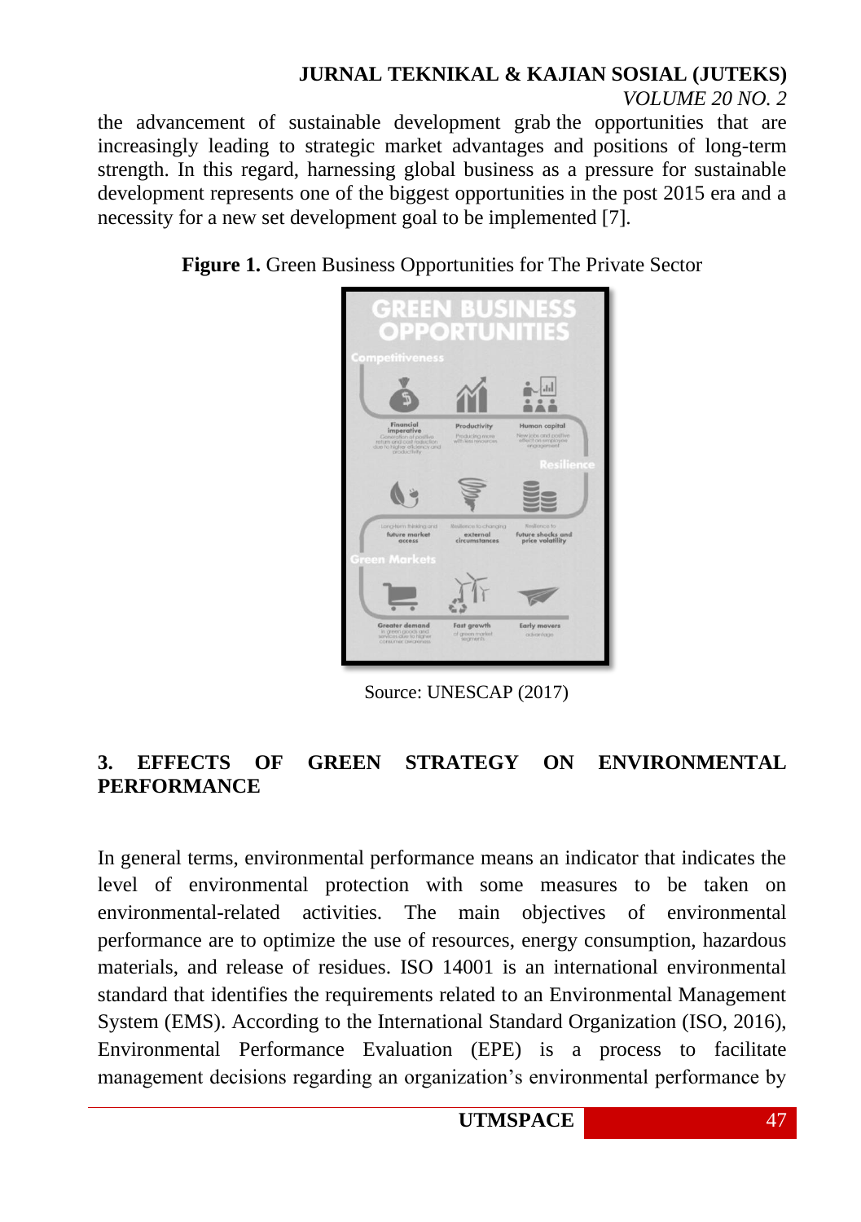the advancement of sustainable development grab the opportunities that are increasingly leading to strategic market advantages and positions of long-term strength. In this regard, harnessing global business as a pressure for sustainable development represents one of the biggest opportunities in the post 2015 era and a necessity for a new set development goal to be implemented [7].

**Figure 1.** Green Business Opportunities for The Private Sector

Source: UNESCAP (2017)

## 3. EFFECTS OF GREEN STRATEGY ON ENVIRONMENTAL PERFORMANCE

In general terms, environmental performance means an indicator that indicates the level of environmental protection with some measures to be taken on environmental-related activities. The main objectives of environmental performance are to optimize the use of resources, energy consumption, hazardous materials, and release of residues. ISO 14001 is an international environmental standard that identifies the requirements related to an Environmental Management System (EMS). According to the International Standard Organization (ISO, 2016), Environmental Performance Evaluation (EPE) is a process to facilitate management decisions regarding an organization's environmental performance by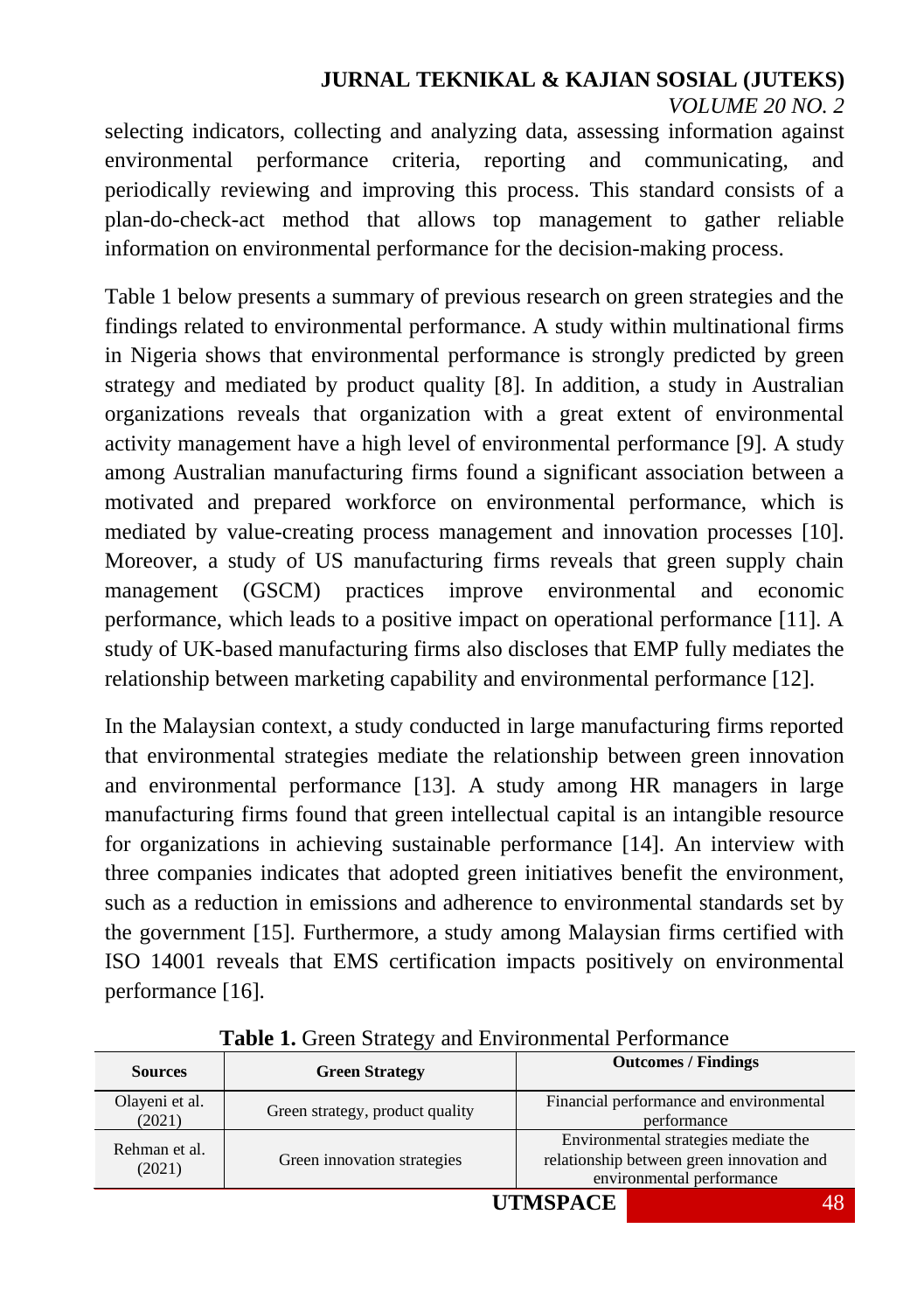selecting indicators, collecting and analyzing data, assessing information against environmental performance criteria, reporting and communicating, and periodically reviewing and improving this process. This standard consists of a plan-do-check-act method that allows top management to gather reliable information on environmental performance for the decision-making process.

Table 1 below presents a summary of previous research on green strategies and the findings related to environmental performance. A study within multinational firms in Nigeria shows that environmental performance is strongly predicted by green strategy and mediated by product quality [8]. In addition, a study in Australian organizations reveals that organization with a great extent of environmental activity management have a high level of environmental performance [9]. A study among Australian manufacturing firms found a significant association between a motivated and prepared workforce on environmental performance, which is mediated by value-creating process management and innovation processes [10]. Moreover, a study of US manufacturing firms reveals that green supply chain management (GSCM) practices improve environmental and economic performance, which leads to a positive impact on operational performance [11]. A study of UK-based manufacturing firms also discloses that EMP fully mediates the relationship between marketing capability and environmental performance [12].

In the Malaysian context, a study conducted in large manufacturing firms reported that environmental strategies mediate the relationship between green innovation and environmental performance [13]. A study among HR managers in large manufacturing firms found that green intellectual capital is an intangible resource for organizations in achieving sustainable performance [14]. An interview with three companies indicates that adopted green initiatives benefit the environment, such as a reduction in emissions and adherence to environmental standards set by the government [15]. Furthermore, a study among Malaysian firms certified with ISO 14001 reveals that EMS certification impacts positively on environmental performance [16].

**Table 1.** Green Strategy and Environmental Performance

| Sources | Green Strategy | Outcomes / Findings |
|---|---|---|
| Olayeni et al. (2021) | Green strategy, product quality | Financial performance and environmental performance |
| Rehman et al. (2021) | Green innovation strategies | Environmental strategies mediate the relationship between green innovation and environmental performance |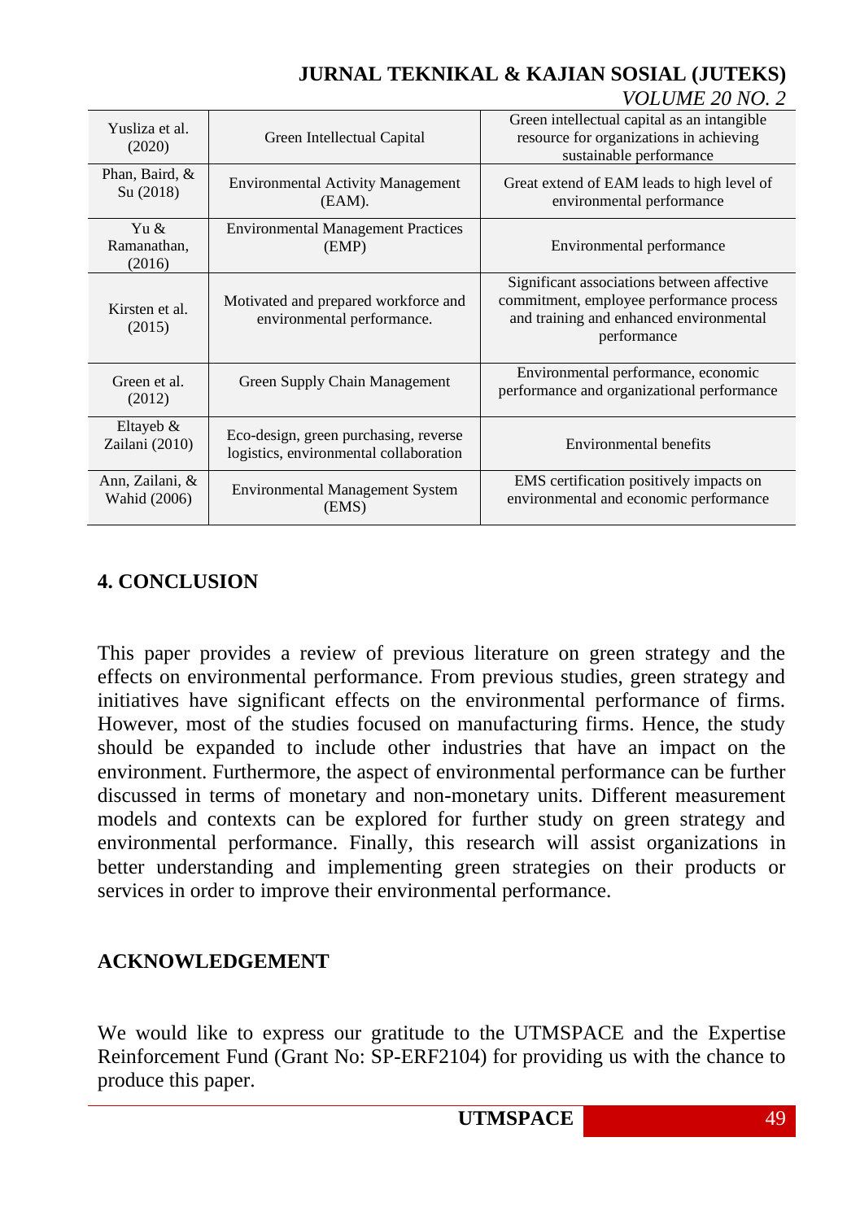| Yusliza et al. (2020) | Green Intellectual Capital | Green intellectual capital as an intangible resource for organizations in achieving sustainable performance |
|---|---|---|
| Phan, Baird, & Su (2018) | Environmental Activity Management (EAM). | Great extend of EAM leads to high level of environmental performance |
| Yu & Ramanathan, (2016) | Environmental Management Practices (EMP) | Environmental performance |
| Kirsten et al. (2015) | Motivated and prepared workforce and environmental performance. | Significant associations between affective commitment, employee performance process and training and enhanced environmental performance |
| Green et al. (2012) | Green Supply Chain Management | Environmental performance, economic performance and organizational performance |
| Eltayeb & Zailani (2010) | Eco-design, green purchasing, reverse logistics, environmental collaboration | Environmental benefits |
| Ann, Zailani, & Wahid (2006) | Environmental Management System (EMS) | EMS certification positively impacts on environmental and economic performance |

## 4. CONCLUSION

This paper provides a review of previous literature on green strategy and the effects on environmental performance. From previous studies, green strategy and initiatives have significant effects on the environmental performance of firms. However, most of the studies focused on manufacturing firms. Hence, the study should be expanded to include other industries that have an impact on the environment. Furthermore, the aspect of environmental performance can be further discussed in terms of monetary and non-monetary units. Different measurement models and contexts can be explored for further study on green strategy and environmental performance. Finally, this research will assist organizations in better understanding and implementing green strategies on their products or services in order to improve their environmental performance.

## ACKNOWLEDGEMENT

We would like to express our gratitude to the UTMSPACE and the Expertise Reinforcement Fund (Grant No: SP-ERF2104) for providing us with the chance to produce this paper.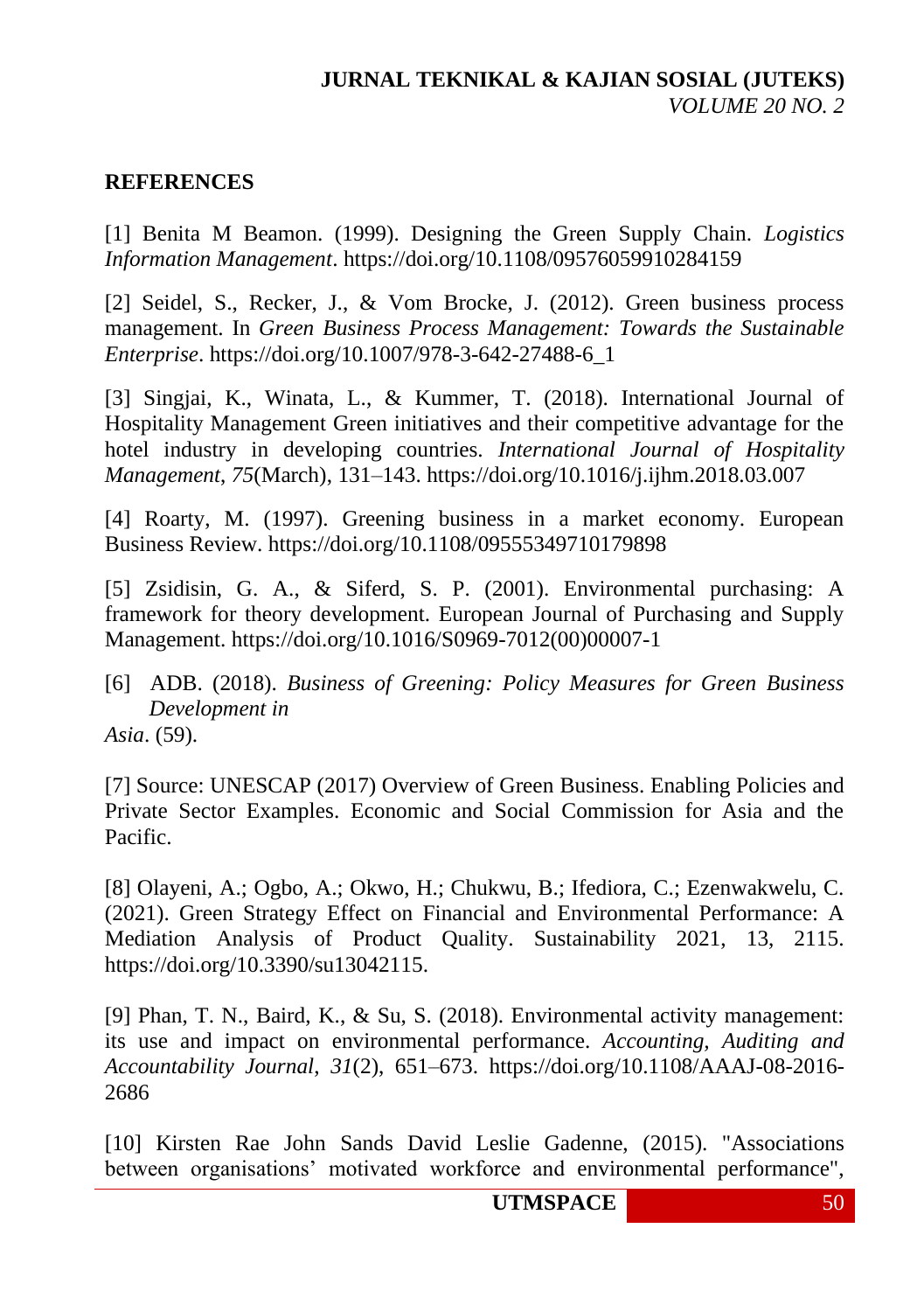## REFERENCES

[1] Benita M Beamon. (1999). Designing the Green Supply Chain. *Logistics Information Management*. https://doi.org/10.1108/09576059910284159

[2] Seidel, S., Recker, J., & Vom Brocke, J. (2012). Green business process management. In *Green Business Process Management: Towards the Sustainable Enterprise*. https://doi.org/10.1007/978-3-642-27488-6_1

[3] Singjai, K., Winata, L., & Kummer, T. (2018). International Journal of Hospitality Management Green initiatives and their competitive advantage for the hotel industry in developing countries. *International Journal of Hospitality Management*, *75*(March), 131–143. https://doi.org/10.1016/j.ijhm.2018.03.007

[4] Roarty, M. (1997). Greening business in a market economy. European Business Review. https://doi.org/10.1108/09555349710179898

[5] Zsidisin, G. A., & Siferd, S. P. (2001). Environmental purchasing: A framework for theory development. European Journal of Purchasing and Supply Management. https://doi.org/10.1016/S0969-7012(00)00007-1

[6] ADB. (2018). *Business of Greening: Policy Measures for Green Business Development in Asia*. (59).

[7] Source: UNESCAP (2017) Overview of Green Business. Enabling Policies and Private Sector Examples. Economic and Social Commission for Asia and the Pacific.

[8] Olayeni, A.; Ogbo, A.; Okwo, H.; Chukwu, B.; Ifediora, C.; Ezenwakwelu, C. (2021). Green Strategy Effect on Financial and Environmental Performance: A Mediation Analysis of Product Quality. Sustainability 2021, 13, 2115. https://doi.org/10.3390/su13042115.

[9] Phan, T. N., Baird, K., & Su, S. (2018). Environmental activity management: its use and impact on environmental performance. *Accounting, Auditing and Accountability Journal*, *31*(2), 651–673. https://doi.org/10.1108/AAAJ-08-2016-2686

[10] Kirsten Rae John Sands David Leslie Gadenne, (2015). "Associations between organisations' motivated workforce and environmental performance",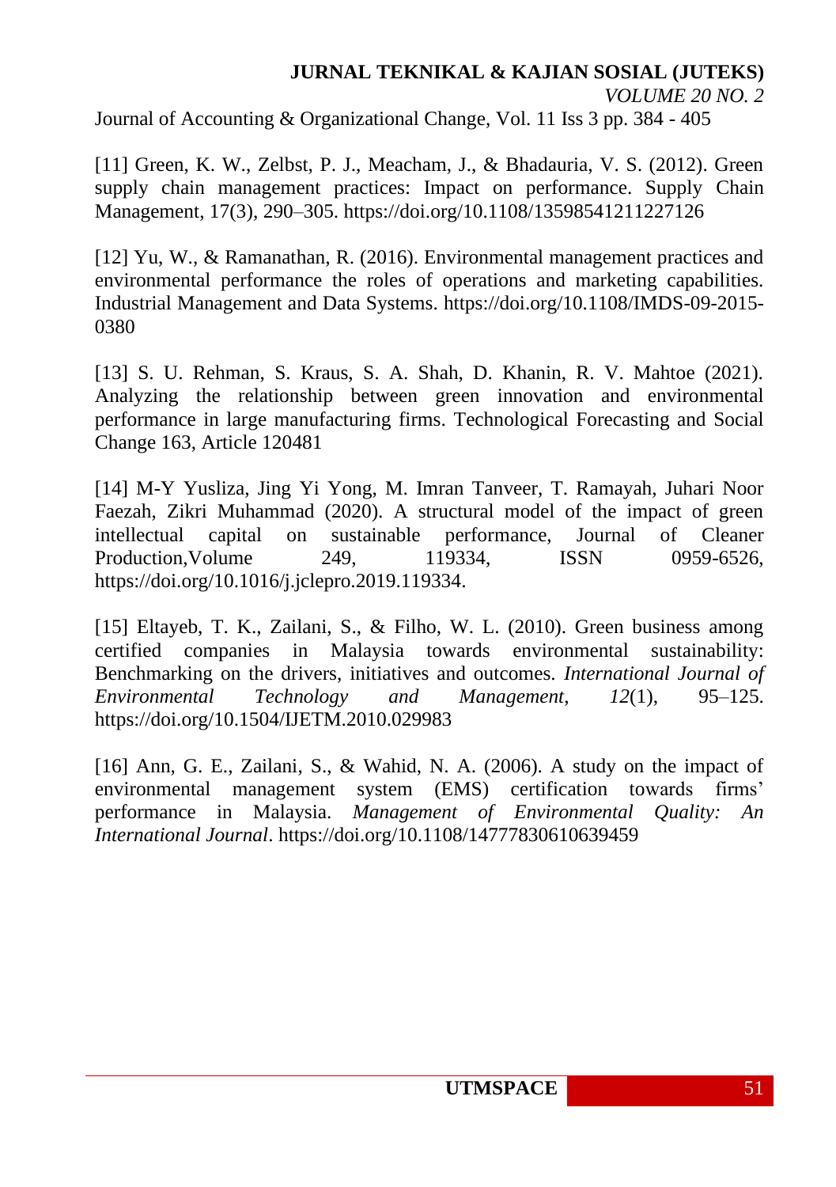Journal of Accounting & Organizational Change, Vol. 11 Iss 3 pp. 384 - 405

[11] Green, K. W., Zelbst, P. J., Meacham, J., & Bhadauria, V. S. (2012). Green supply chain management practices: Impact on performance. Supply Chain Management, 17(3), 290–305. https://doi.org/10.1108/13598541211227126

[12] Yu, W., & Ramanathan, R. (2016). Environmental management practices and environmental performance the roles of operations and marketing capabilities. Industrial Management and Data Systems. https://doi.org/10.1108/IMDS-09-2015-0380

[13] S. U. Rehman, S. Kraus, S. A. Shah, D. Khanin, R. V. Mahtoe (2021). Analyzing the relationship between green innovation and environmental performance in large manufacturing firms. Technological Forecasting and Social Change 163, Article 120481

[14] M-Y Yusliza, Jing Yi Yong, M. Imran Tanveer, T. Ramayah, Juhari Noor Faezah, Zikri Muhammad (2020). A structural model of the impact of green intellectual capital on sustainable performance, Journal of Cleaner Production,Volume 249, 119334, ISSN 0959-6526, https://doi.org/10.1016/j.jclepro.2019.119334.

[15] Eltayeb, T. K., Zailani, S., & Filho, W. L. (2010). Green business among certified companies in Malaysia towards environmental sustainability: Benchmarking on the drivers, initiatives and outcomes. *International Journal of Environmental Technology and Management*, *12*(1), 95–125. https://doi.org/10.1504/IJETM.2010.029983

[16] Ann, G. E., Zailani, S., & Wahid, N. A. (2006). A study on the impact of environmental management system (EMS) certification towards firms' performance in Malaysia. *Management of Environmental Quality: An International Journal*. https://doi.org/10.1108/14777830610639459